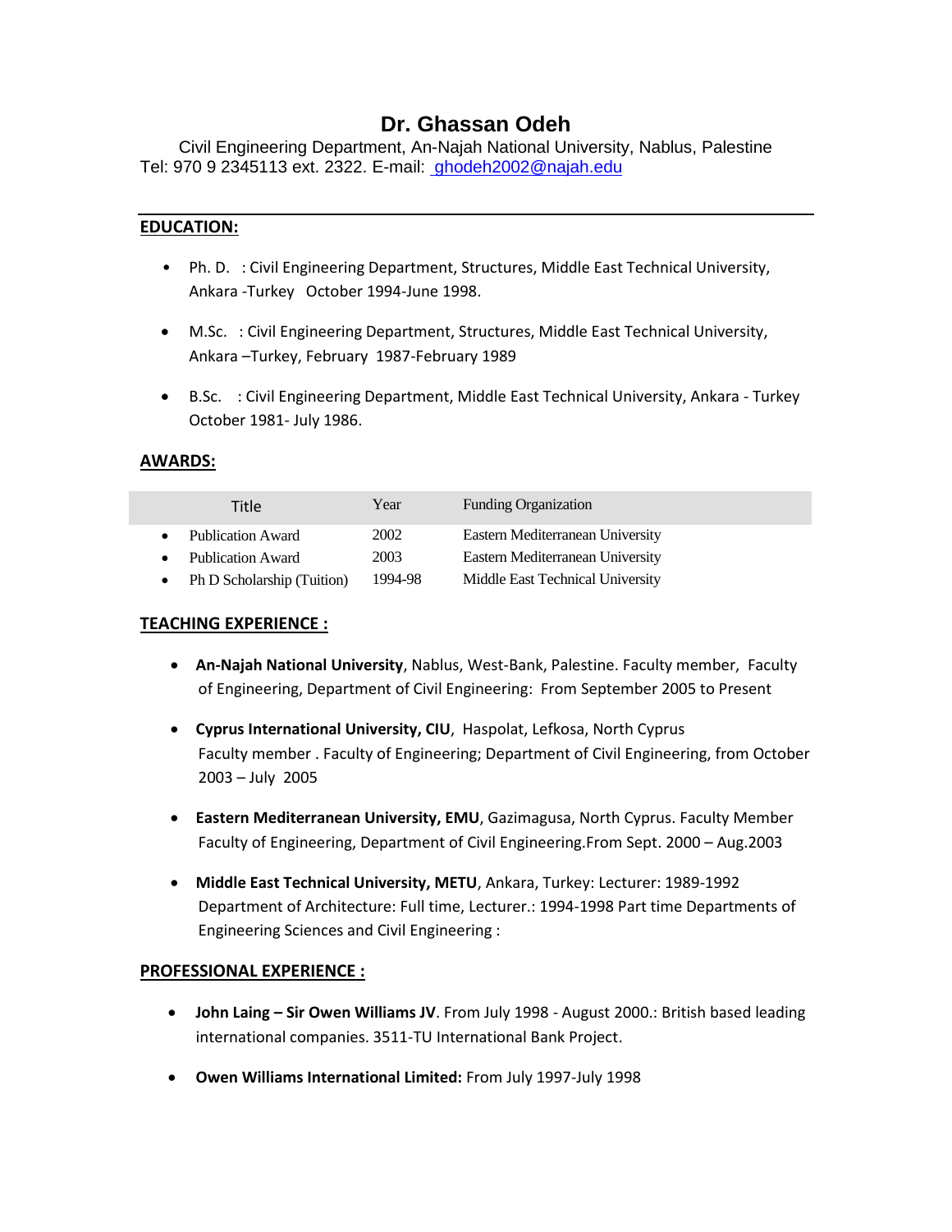# Dr. Ghassan Odeh

Civil Engineering Department, An-Najah National University, Nablus, Palestine
Tel: 970 9 2345113 ext. 2322. E-mail: ghodeh2002@najah.edu

## EDUCATION:

- Ph. D. : Civil Engineering Department, Structures, Middle East Technical University, Ankara -Turkey October 1994-June 1998.
- M.Sc. : Civil Engineering Department, Structures, Middle East Technical University, Ankara –Turkey, February 1987-February 1989
- B.Sc. : Civil Engineering Department, Middle East Technical University, Ankara - Turkey October 1981- July 1986.

## AWARDS:

| Title | Year | Funding Organization |
|---|---|---|
| Publication Award | 2002 | Eastern Mediterranean University |
| Publication Award | 2003 | Eastern Mediterranean University |
| Ph D Scholarship (Tuition) | 1994-98 | Middle East Technical University |

## TEACHING EXPERIENCE :

- **An-Najah National University**, Nablus, West-Bank, Palestine. Faculty member, Faculty of Engineering, Department of Civil Engineering: From September 2005 to Present
- **Cyprus International University, CIU**, Haspolat, Lefkosa, North Cyprus
  Faculty member . Faculty of Engineering; Department of Civil Engineering, from October 2003 – July 2005
- **Eastern Mediterranean University, EMU**, Gazimagusa, North Cyprus. Faculty Member Faculty of Engineering, Department of Civil Engineering.From Sept. 2000 – Aug.2003
- **Middle East Technical University, METU**, Ankara, Turkey: Lecturer: 1989-1992 Department of Architecture: Full time, Lecturer.: 1994-1998 Part time Departments of Engineering Sciences and Civil Engineering :

## PROFESSIONAL EXPERIENCE :

- **John Laing – Sir Owen Williams JV**. From July 1998 - August 2000.: British based leading international companies. 3511-TU International Bank Project.
- **Owen Williams International Limited:** From July 1997-July 1998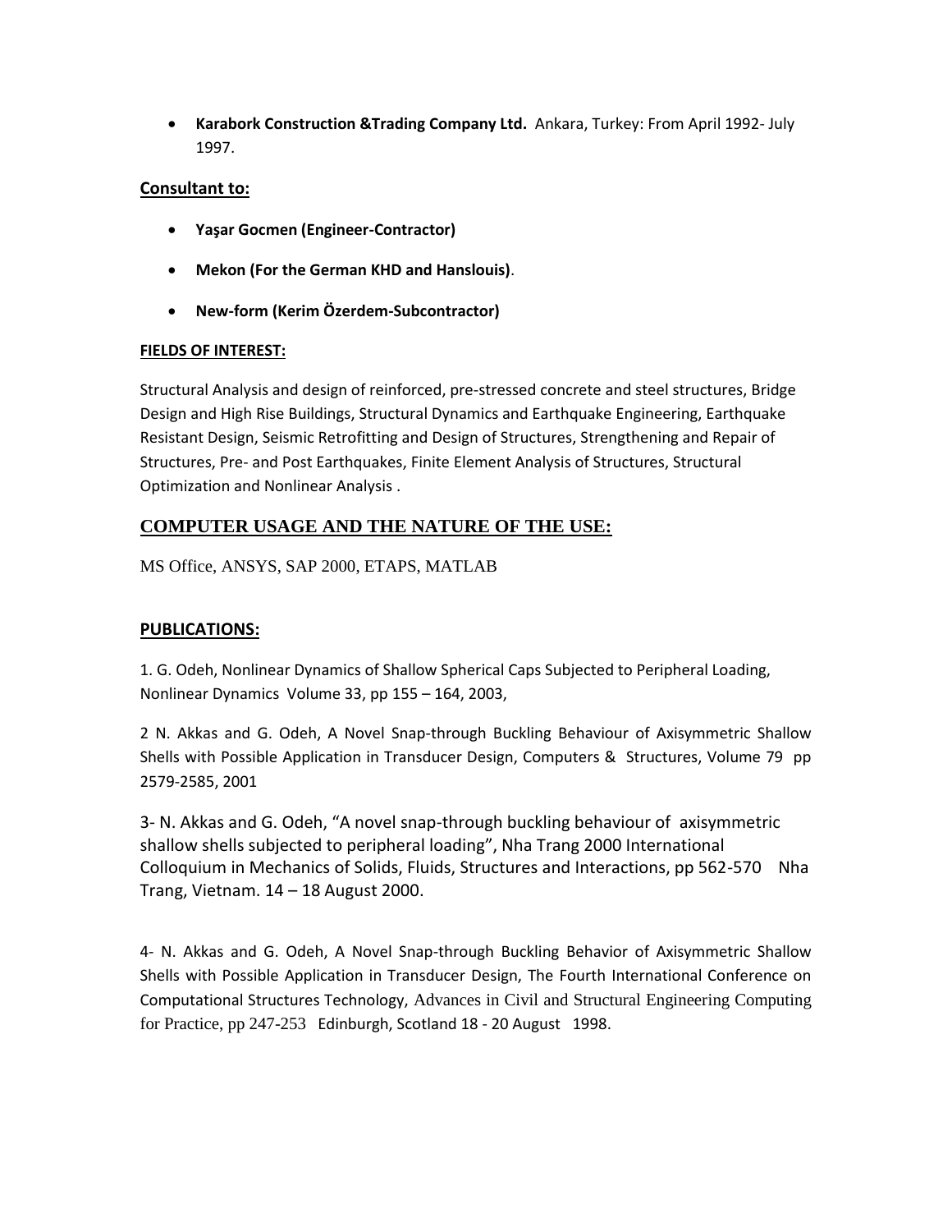- **Karabork Construction &Trading Company Ltd.** Ankara, Turkey: From April 1992- July 1997.

## Consultant to:

- **Yaşar Gocmen (Engineer-Contractor)**
- **Mekon (For the German KHD and Hanslouis)**.
- **New-form (Kerim Özerdem-Subcontractor)**

### FIELDS OF INTEREST:

Structural Analysis and design of reinforced, pre-stressed concrete and steel structures, Bridge Design and High Rise Buildings, Structural Dynamics and Earthquake Engineering, Earthquake Resistant Design, Seismic Retrofitting and Design of Structures, Strengthening and Repair of Structures, Pre- and Post Earthquakes, Finite Element Analysis of Structures, Structural Optimization and Nonlinear Analysis .

## COMPUTER USAGE AND THE NATURE OF THE USE:

MS Office, ANSYS, SAP 2000, ETAPS, MATLAB

## PUBLICATIONS:

1. G. Odeh, Nonlinear Dynamics of Shallow Spherical Caps Subjected to Peripheral Loading, Nonlinear Dynamics Volume 33, pp 155 – 164, 2003,

2 N. Akkas and G. Odeh, A Novel Snap-through Buckling Behaviour of Axisymmetric Shallow Shells with Possible Application in Transducer Design, Computers & Structures, Volume 79 pp 2579-2585, 2001

3- N. Akkas and G. Odeh, "A novel snap-through buckling behaviour of axisymmetric shallow shells subjected to peripheral loading", Nha Trang 2000 International Colloquium in Mechanics of Solids, Fluids, Structures and Interactions, pp 562-570 Nha Trang, Vietnam. 14 – 18 August 2000.

4- N. Akkas and G. Odeh, A Novel Snap-through Buckling Behavior of Axisymmetric Shallow Shells with Possible Application in Transducer Design, The Fourth International Conference on Computational Structures Technology, Advances in Civil and Structural Engineering Computing for Practice, pp 247-253 Edinburgh, Scotland 18 - 20 August 1998.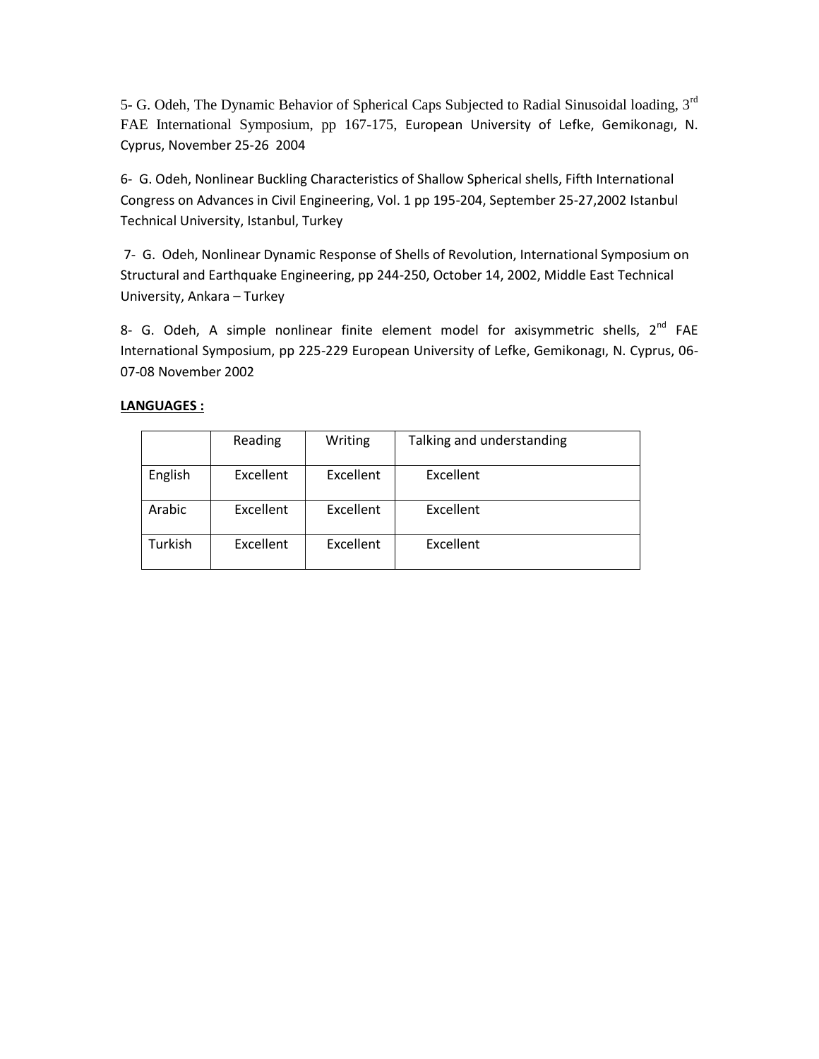5- G. Odeh, The Dynamic Behavior of Spherical Caps Subjected to Radial Sinusoidal loading, 3rd FAE International Symposium, pp 167-175, European University of Lefke, Gemikonagı, N. Cyprus, November 25-26 2004

6- G. Odeh, Nonlinear Buckling Characteristics of Shallow Spherical shells, Fifth International Congress on Advances in Civil Engineering, Vol. 1 pp 195-204, September 25-27,2002 Istanbul Technical University, Istanbul, Turkey

7- G. Odeh, Nonlinear Dynamic Response of Shells of Revolution, International Symposium on Structural and Earthquake Engineering, pp 244-250, October 14, 2002, Middle East Technical University, Ankara – Turkey

8- G. Odeh, A simple nonlinear finite element model for axisymmetric shells, 2nd FAE International Symposium, pp 225-229 European University of Lefke, Gemikonagı, N. Cyprus, 06-07-08 November 2002

**LANGUAGES :**

| | Reading | Writing | Talking and understanding |
|---|---|---|---|
| English | Excellent | Excellent | Excellent |
| Arabic | Excellent | Excellent | Excellent |
| Turkish | Excellent | Excellent | Excellent |